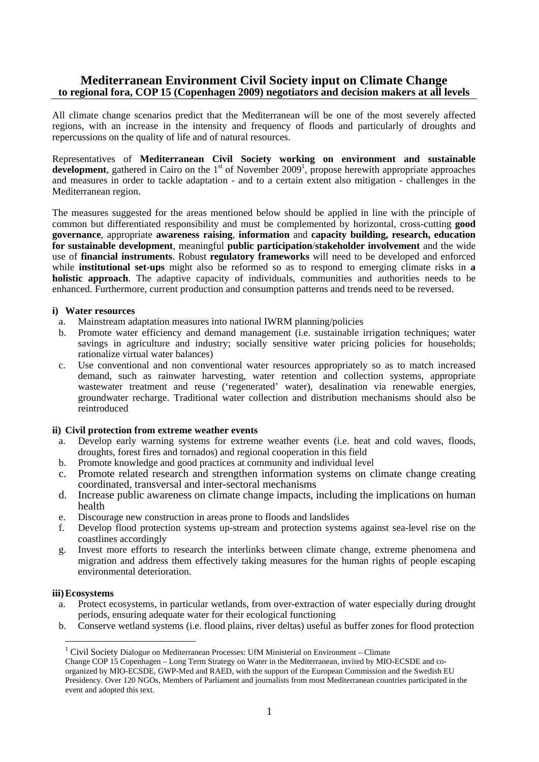# Mediterranean Environment Civil Society input on Climate Change
## to regional fora, COP 15 (Copenhagen 2009) negotiators and decision makers at all levels

All climate change scenarios predict that the Mediterranean will be one of the most severely affected regions, with an increase in the intensity and frequency of floods and particularly of droughts and repercussions on the quality of life and of natural resources.

Representatives of **Mediterranean Civil Society working on environment and sustainable development**, gathered in Cairo on the 1st of November 2009[1], propose herewith appropriate approaches and measures in order to tackle adaptation - and to a certain extent also mitigation - challenges in the Mediterranean region.

The measures suggested for the areas mentioned below should be applied in line with the principle of common but differentiated responsibility and must be complemented by horizontal, cross-cutting **good governance**, appropriate **awareness raising**, **information** and **capacity building, research, education for sustainable development**, meaningful **public participation/stakeholder involvement** and the wide use of **financial instruments**. Robust **regulatory frameworks** will need to be developed and enforced while **institutional set-ups** might also be reformed so as to respond to emerging climate risks in **a holistic approach**. The adaptive capacity of individuals, communities and authorities needs to be enhanced. Furthermore, current production and consumption patterns and trends need to be reversed.

**i) Water resources**

a. Mainstream adaptation measures into national IWRM planning/policies
b. Promote water efficiency and demand management (i.e. sustainable irrigation techniques; water savings in agriculture and industry; socially sensitive water pricing policies for households; rationalize virtual water balances)
c. Use conventional and non conventional water resources appropriately so as to match increased demand, such as rainwater harvesting, water retention and collection systems, appropriate wastewater treatment and reuse ('regenerated' water), desalination via renewable energies, groundwater recharge. Traditional water collection and distribution mechanisms should also be reintroduced

**ii) Civil protection from extreme weather events**

a. Develop early warning systems for extreme weather events (i.e. heat and cold waves, floods, droughts, forest fires and tornados) and regional cooperation in this field
b. Promote knowledge and good practices at community and individual level
c. Promote related research and strengthen information systems on climate change creating coordinated, transversal and inter-sectoral mechanisms
d. Increase public awareness on climate change impacts, including the implications on human health
e. Discourage new construction in areas prone to floods and landslides
f. Develop flood protection systems up-stream and protection systems against sea-level rise on the coastlines accordingly
g. Invest more efforts to research the interlinks between climate change, extreme phenomena and migration and address them effectively taking measures for the human rights of people escaping environmental deterioration.

**iii) Ecosystems**

a. Protect ecosystems, in particular wetlands, from over-extraction of water especially during drought periods, ensuring adequate water for their ecological functioning
b. Conserve wetland systems (i.e. flood plains, river deltas) useful as buffer zones for flood protection

---

[1] Civil Society Dialogue on Mediterranean Processes: UfM Ministerial on Environment – Climate Change COP 15 Copenhagen – Long Term Strategy on Water in the Mediterranean, invited by MIO-ECSDE and co-organized by MIO-ECSDE, GWP-Med and RAED, with the support of the European Commission and the Swedish EU Presidency. Over 120 NGOs, Members of Parliament and journalists from most Mediterranean countries participated in the event and adopted this text.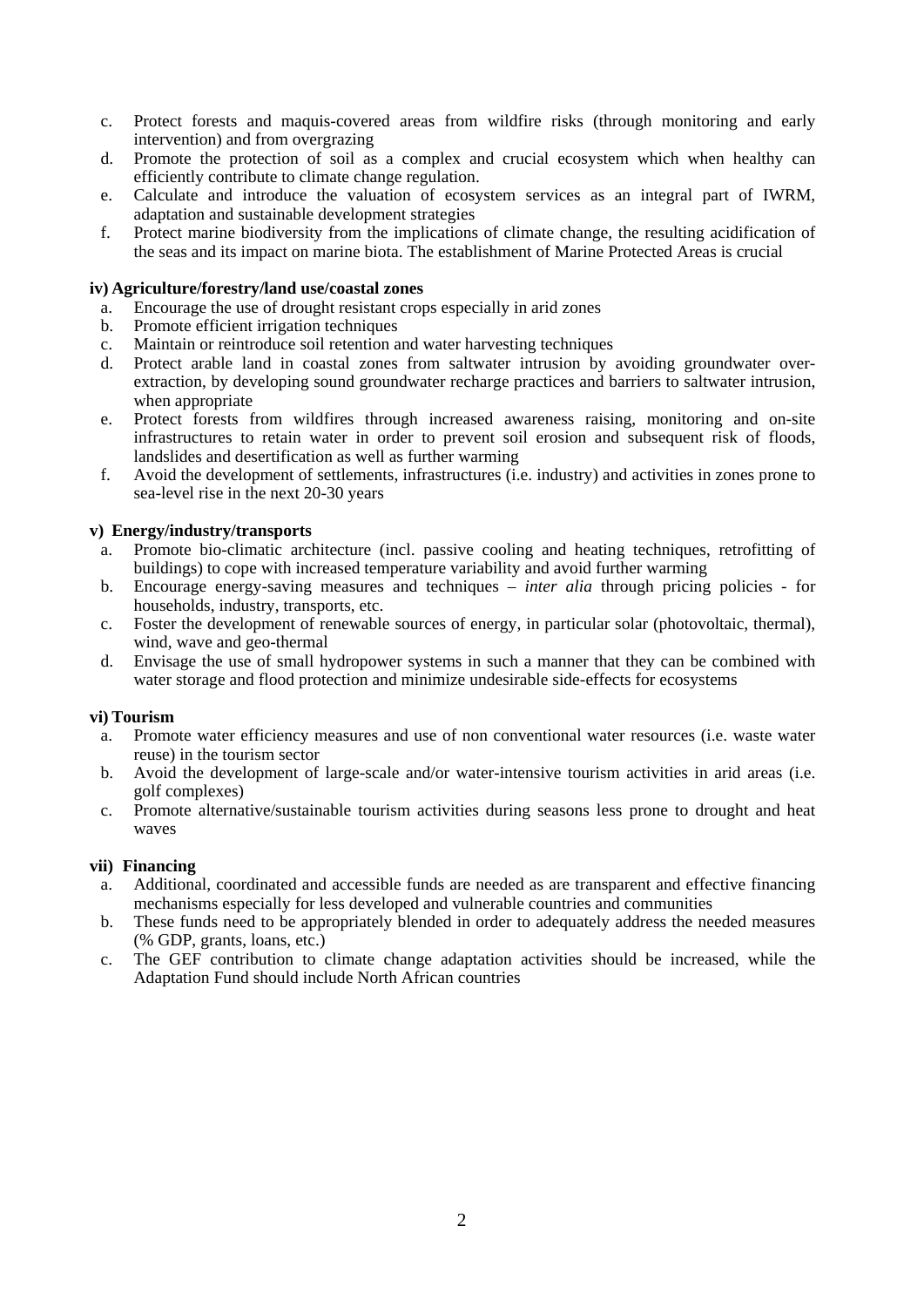c. Protect forests and maquis-covered areas from wildfire risks (through monitoring and early intervention) and from overgrazing
d. Promote the protection of soil as a complex and crucial ecosystem which when healthy can efficiently contribute to climate change regulation.
e. Calculate and introduce the valuation of ecosystem services as an integral part of IWRM, adaptation and sustainable development strategies
f. Protect marine biodiversity from the implications of climate change, the resulting acidification of the seas and its impact on marine biota. The establishment of Marine Protected Areas is crucial

**iv) Agriculture/forestry/land use/coastal zones**

a. Encourage the use of drought resistant crops especially in arid zones
b. Promote efficient irrigation techniques
c. Maintain or reintroduce soil retention and water harvesting techniques
d. Protect arable land in coastal zones from saltwater intrusion by avoiding groundwater over-extraction, by developing sound groundwater recharge practices and barriers to saltwater intrusion, when appropriate
e. Protect forests from wildfires through increased awareness raising, monitoring and on-site infrastructures to retain water in order to prevent soil erosion and subsequent risk of floods, landslides and desertification as well as further warming
f. Avoid the development of settlements, infrastructures (i.e. industry) and activities in zones prone to sea-level rise in the next 20-30 years

**v) Energy/industry/transports**

a. Promote bio-climatic architecture (incl. passive cooling and heating techniques, retrofitting of buildings) to cope with increased temperature variability and avoid further warming
b. Encourage energy-saving measures and techniques – *inter alia* through pricing policies - for households, industry, transports, etc.
c. Foster the development of renewable sources of energy, in particular solar (photovoltaic, thermal), wind, wave and geo-thermal
d. Envisage the use of small hydropower systems in such a manner that they can be combined with water storage and flood protection and minimize undesirable side-effects for ecosystems

**vi) Tourism**

a. Promote water efficiency measures and use of non conventional water resources (i.e. waste water reuse) in the tourism sector
b. Avoid the development of large-scale and/or water-intensive tourism activities in arid areas (i.e. golf complexes)
c. Promote alternative/sustainable tourism activities during seasons less prone to drought and heat waves

**vii) Financing**

a. Additional, coordinated and accessible funds are needed as are transparent and effective financing mechanisms especially for less developed and vulnerable countries and communities
b. These funds need to be appropriately blended in order to adequately address the needed measures (% GDP, grants, loans, etc.)
c. The GEF contribution to climate change adaptation activities should be increased, while the Adaptation Fund should include North African countries